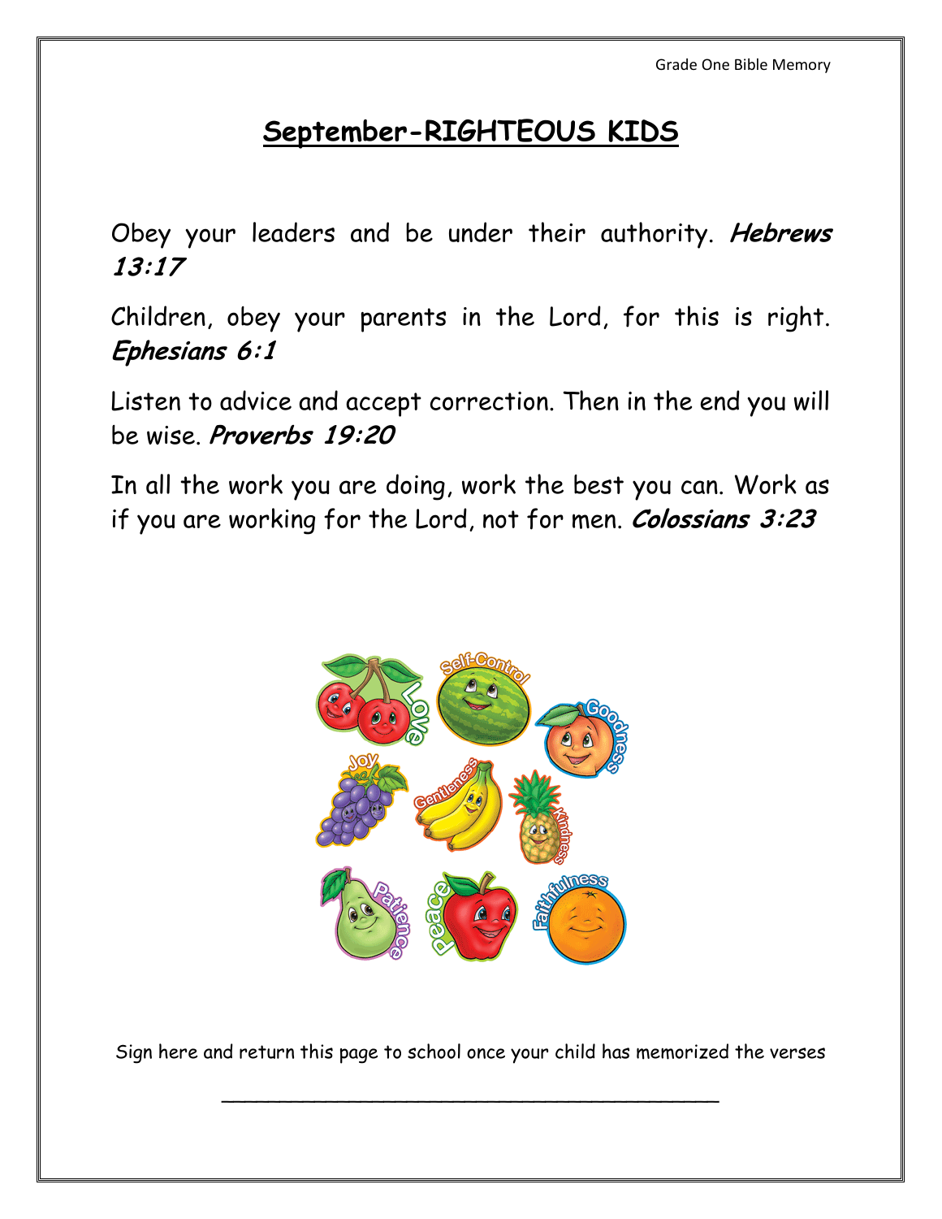# September-RIGHTEOUS KIDS

Obey your leaders and be under their authority. ***Hebrews 13:17***

Children, obey your parents in the Lord, for this is right. ***Ephesians 6:1***

Listen to advice and accept correction. Then in the end you will be wise. ***Proverbs 19:20***

In all the work you are doing, work the best you can. Work as if you are working for the Lord, not for men. ***Colossians 3:23***

Sign here and return this page to school once your child has memorized the verses

\_\_\_\_\_\_\_\_\_\_\_\_\_\_\_\_\_\_\_\_\_\_\_\_\_\_\_\_\_\_\_\_\_\_\_\_\_\_\_\_\_\_\_\_\_\_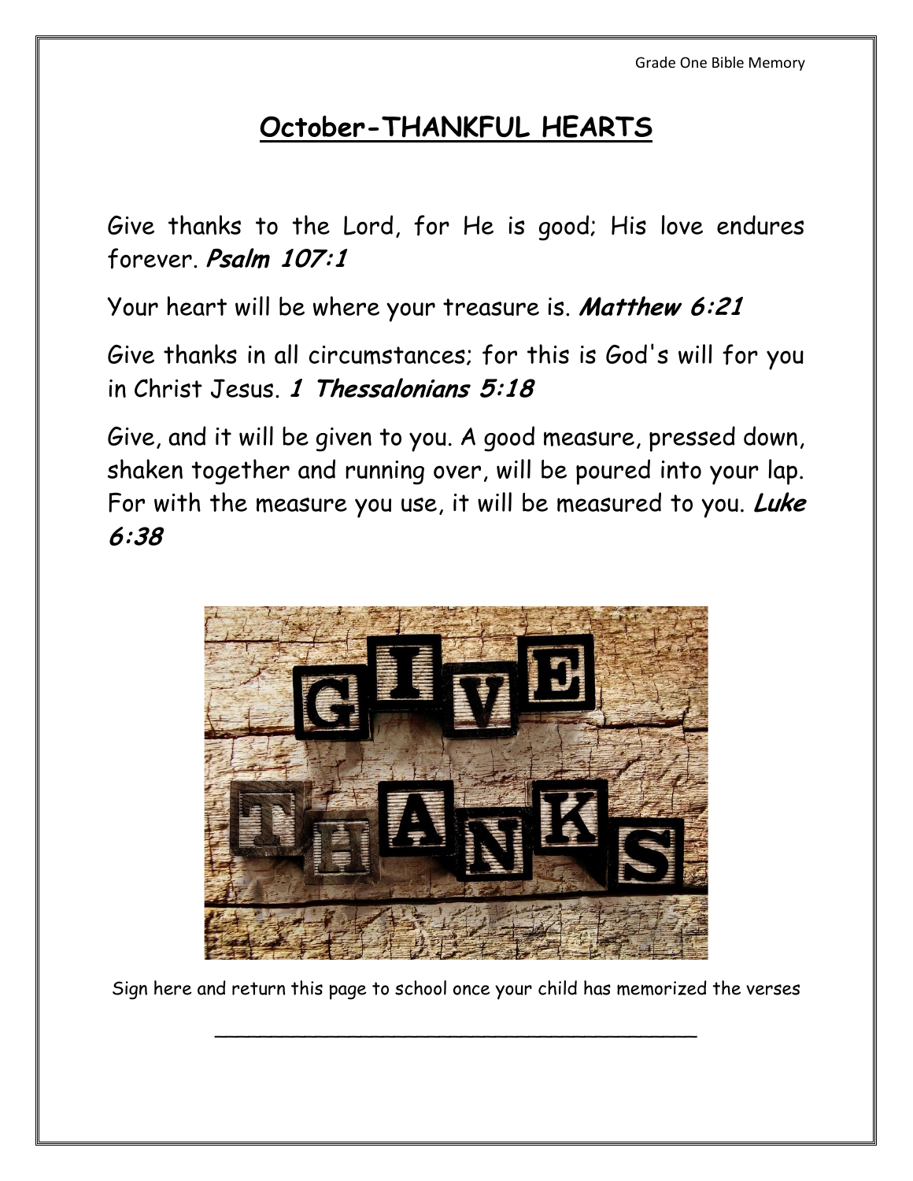# October-THANKFUL HEARTS

Give thanks to the Lord, for He is good; His love endures forever. ***Psalm 107:1***

Your heart will be where your treasure is. ***Matthew 6:21***

Give thanks in all circumstances; for this is God's will for you in Christ Jesus. ***1 Thessalonians 5:18***

Give, and it will be given to you. A good measure, pressed down, shaken together and running over, will be poured into your lap. For with the measure you use, it will be measured to you. ***Luke 6:38***

Sign here and return this page to school once your child has memorized the verses

_________________________________________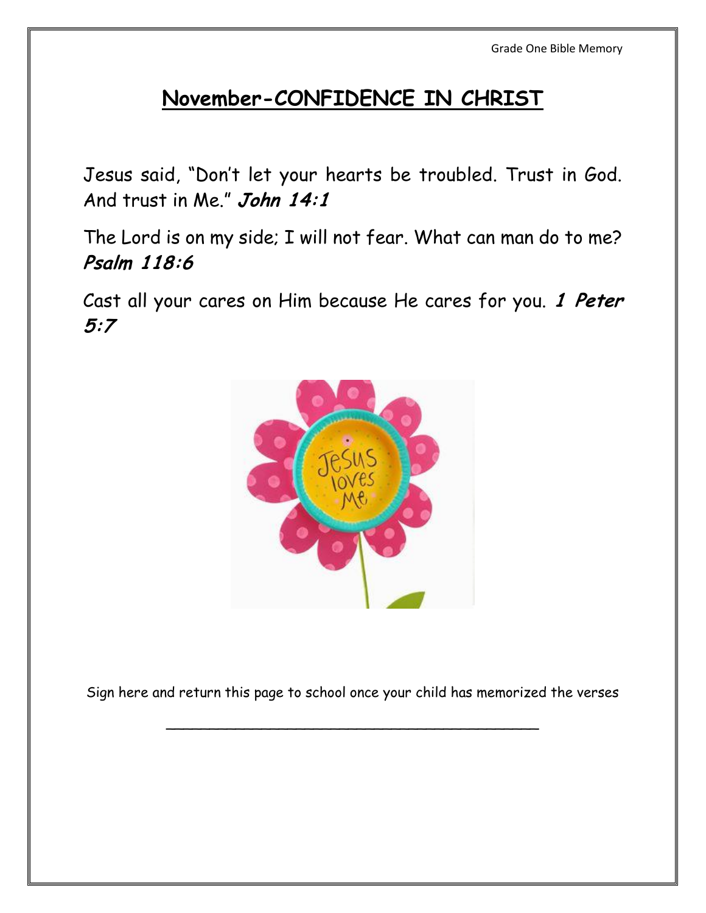# November-CONFIDENCE IN CHRIST

Jesus said, "Don't let your hearts be troubled. Trust in God. And trust in Me." ***John 14:1***

The Lord is on my side; I will not fear. What can man do to me? ***Psalm 118:6***

Cast all your cares on Him because He cares for you. ***1 Peter 5:7***

Sign here and return this page to school once your child has memorized the verses

\_\_\_\_\_\_\_\_\_\_\_\_\_\_\_\_\_\_\_\_\_\_\_\_\_\_\_\_\_\_\_\_\_\_\_\_\_\_\_\_\_\_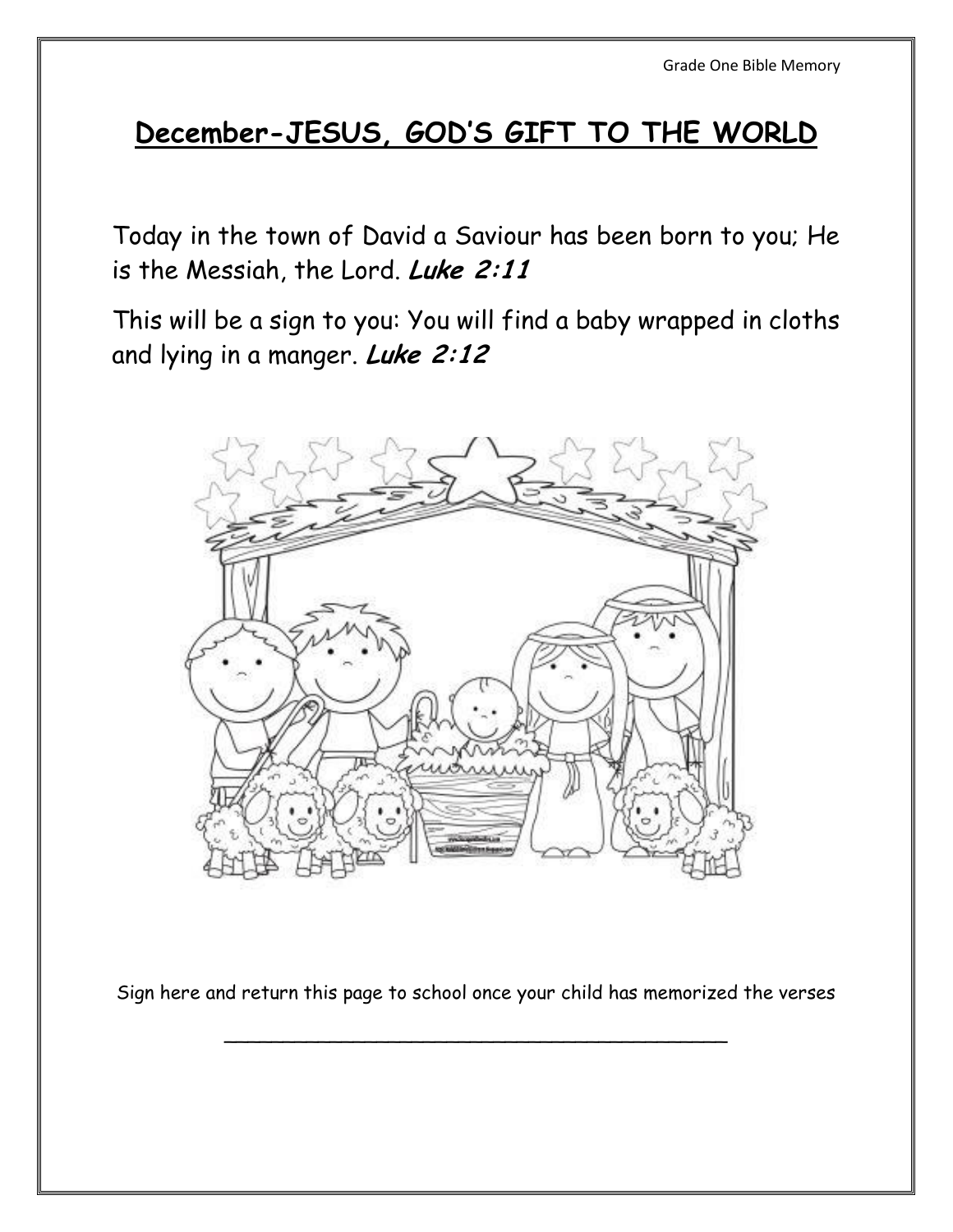## December-JESUS, GOD'S GIFT TO THE WORLD

Today in the town of David a Saviour has been born to you; He is the Messiah, the Lord. ***Luke 2:11***

This will be a sign to you: You will find a baby wrapped in cloths and lying in a manger. ***Luke 2:12***

Sign here and return this page to school once your child has memorized the verses

\_\_\_\_\_\_\_\_\_\_\_\_\_\_\_\_\_\_\_\_\_\_\_\_\_\_\_\_\_\_\_\_\_\_\_\_\_\_\_\_\_\_\_\_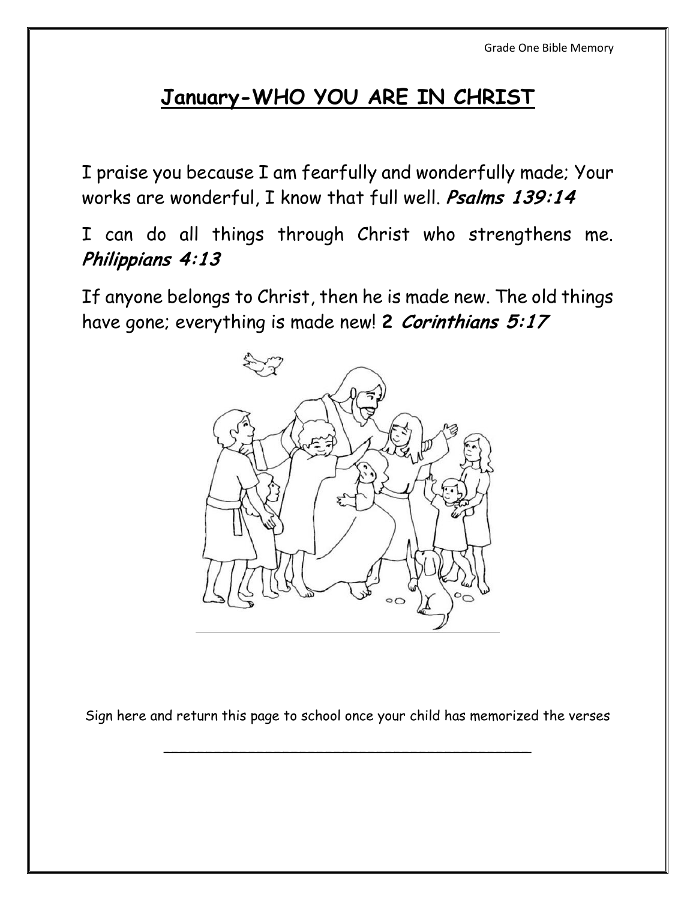# <u>January-WHO YOU ARE IN CHRIST</u>

I praise you because I am fearfully and wonderfully made; Your works are wonderful, I know that full well. ***Psalms 139:14***

I can do all things through Christ who strengthens me. ***Philippians 4:13***

If anyone belongs to Christ, then he is made new. The old things have gone; everything is made new! **2 *Corinthians 5:17***

Sign here and return this page to school once your child has memorized the verses

\_\_\_\_\_\_\_\_\_\_\_\_\_\_\_\_\_\_\_\_\_\_\_\_\_\_\_\_\_\_\_\_\_\_\_\_\_\_\_\_\_\_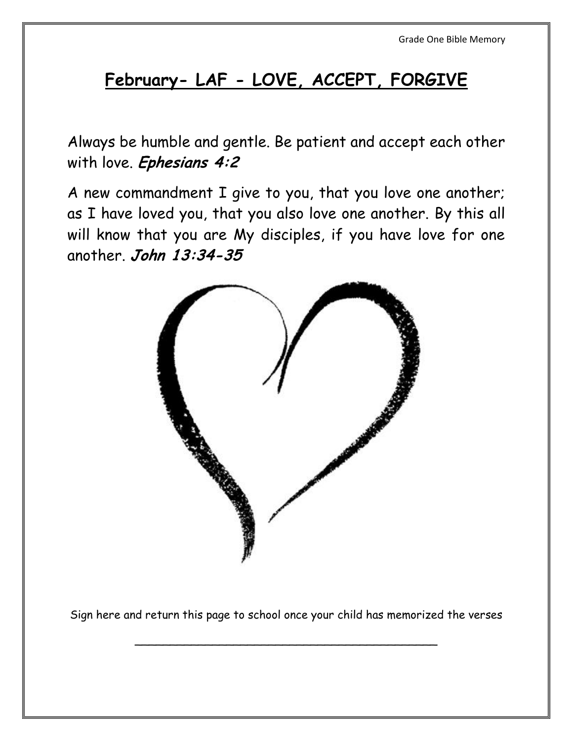## February- LAF - LOVE, ACCEPT, FORGIVE

Always be humble and gentle. Be patient and accept each other with love. ***Ephesians 4:2***

A new commandment I give to you, that you love one another; as I have loved you, that you also love one another. By this all will know that you are My disciples, if you have love for one another. ***John 13:34-35***

Sign here and return this page to school once your child has memorized the verses

\_\_\_\_\_\_\_\_\_\_\_\_\_\_\_\_\_\_\_\_\_\_\_\_\_\_\_\_\_\_\_\_\_\_\_\_\_\_\_\_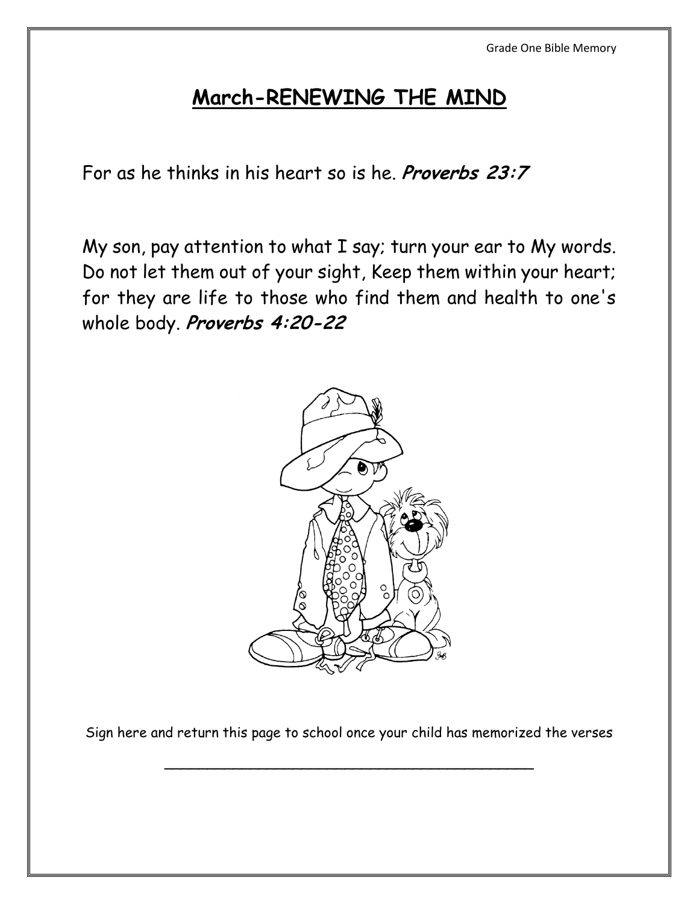## March-RENEWING THE MIND

For as he thinks in his heart so is he. ***Proverbs 23:7***

My son, pay attention to what I say; turn your ear to My words. Do not let them out of your sight, Keep them within your heart; for they are life to those who find them and health to one's whole body. ***Proverbs 4:20-22***

Sign here and return this page to school once your child has memorized the verses

\_\_\_\_\_\_\_\_\_\_\_\_\_\_\_\_\_\_\_\_\_\_\_\_\_\_\_\_\_\_\_\_\_\_\_\_\_\_\_\_\_\_\_\_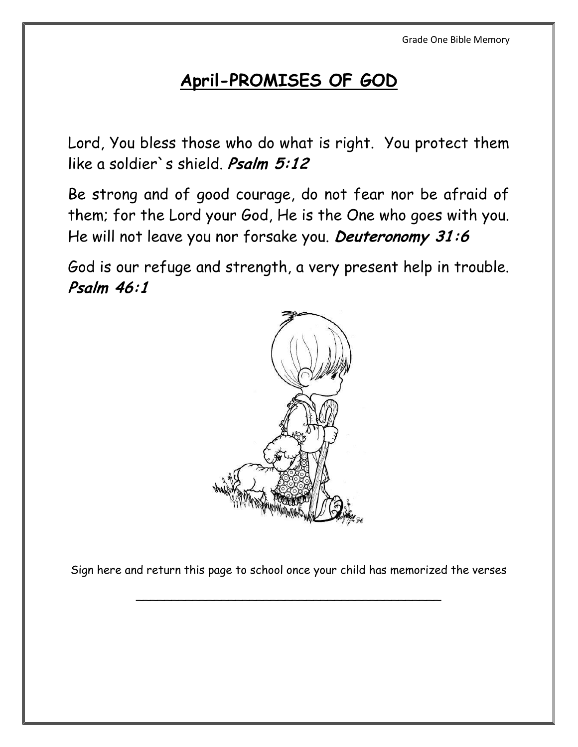# April-PROMISES OF GOD

Lord, You bless those who do what is right. You protect them like a soldier`s shield. ***Psalm 5:12***

Be strong and of good courage, do not fear nor be afraid of them; for the Lord your God, He is the One who goes with you. He will not leave you nor forsake you. ***Deuteronomy 31:6***

God is our refuge and strength, a very present help in trouble. ***Psalm 46:1***

Sign here and return this page to school once your child has memorized the verses

\_\_\_\_\_\_\_\_\_\_\_\_\_\_\_\_\_\_\_\_\_\_\_\_\_\_\_\_\_\_\_\_\_\_\_\_\_\_\_\_\_\_\_\_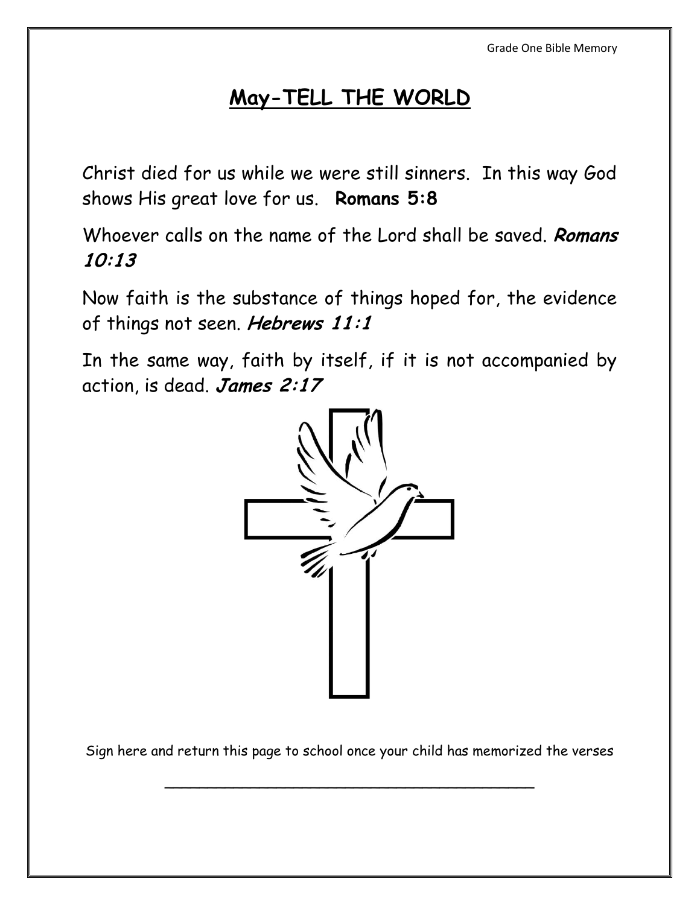## May-TELL THE WORLD

Christ died for us while we were still sinners. In this way God shows His great love for us. **Romans 5:8**

Whoever calls on the name of the Lord shall be saved. ***Romans 10:13***

Now faith is the substance of things hoped for, the evidence of things not seen. ***Hebrews 11:1***

In the same way, faith by itself, if it is not accompanied by action, is dead. ***James 2:17***

Sign here and return this page to school once your child has memorized the verses

\_\_\_\_\_\_\_\_\_\_\_\_\_\_\_\_\_\_\_\_\_\_\_\_\_\_\_\_\_\_\_\_\_\_\_\_\_\_\_\_